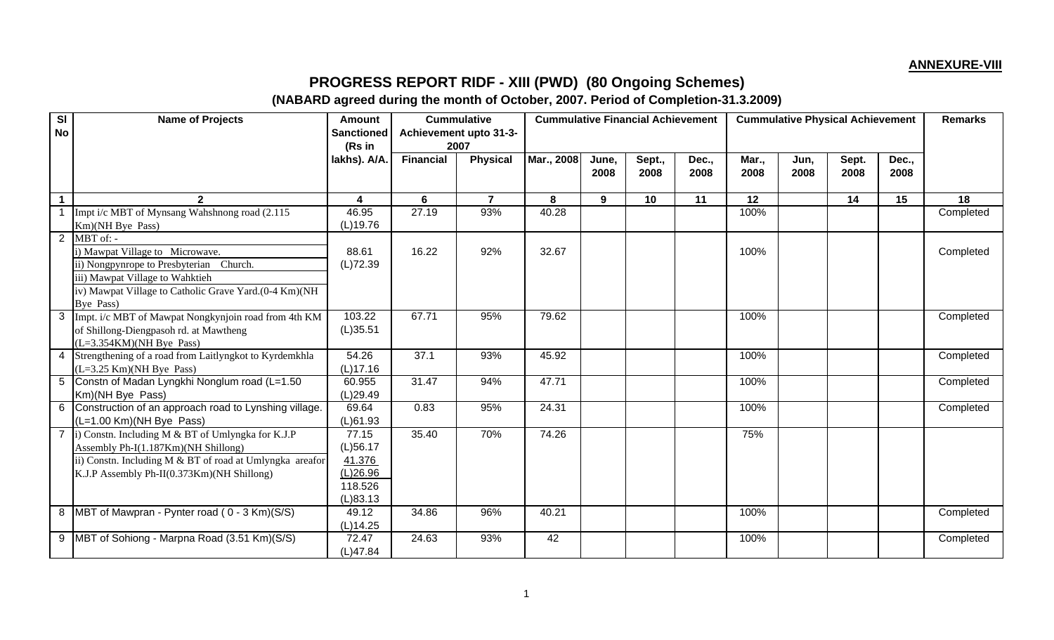**ANNEXURE-VIII**

# PROGRESS REPORT RIDF - XIII (PWD) (80 Ongoing Schemes)

## (NABARD agreed during the month of October, 2007. Period of Completion-31.3.2009)

| Sl No | Name of Projects | Amount Sanctioned (Rs in lakhs). A/A. | Cummulative Achievement upto 31-3-2007 | | Cummulative Financial Achievement | | | | Cummulative Physical Achievement | | | | Remarks |
|---|---|---|---|---|---|---|---|---|---|---|---|---|---|
| | | | Financial | Physical | Mar., 2008 | June, 2008 | Sept., 2008 | Dec., 2008 | Mar., 2008 | Jun, 2008 | Sept. 2008 | Dec., 2008 | |
| 1 | 2 | 4 | 6 | 7 | 8 | 9 | 10 | 11 | 12 | | 14 | 15 | 18 |
| 1 | Impt i/c MBT of Mynsang Wahshnong road (2.115 Km)(NH Bye Pass) | 46.95 (L)19.76 | 27.19 | 93% | 40.28 | | | | 100% | | | | Completed |
| 2 | MBT of: - i) Mawpat Village to Microwave. ii) Nongpynrope to Presbyterian Church. iii) Mawpat Village to Wahktieh iv) Mawpat Village to Catholic Grave Yard.(0-4 Km)(NH Bye Pass) | 88.61 (L)72.39 | 16.22 | 92% | 32.67 | | | | 100% | | | | Completed |
| 3 | Impt. i/c MBT of Mawpat Nongkynjoin road from 4th KM of Shillong-Diengpasoh rd. at Mawtheng (L=3.354KM)(NH Bye Pass) | 103.22 (L)35.51 | 67.71 | 95% | 79.62 | | | | 100% | | | | Completed |
| 4 | Strengthening of a road from Laitlyngkot to Kyrdemkhla (L=3.25 Km)(NH Bye Pass) | 54.26 (L)17.16 | 37.1 | 93% | 45.92 | | | | 100% | | | | Completed |
| 5 | Constn of Madan Lyngkhi Nonglum road (L=1.50 Km)(NH Bye Pass) | 60.955 (L)29.49 | 31.47 | 94% | 47.71 | | | | 100% | | | | Completed |
| 6 | Construction of an approach road to Lynshing village. (L=1.00 Km)(NH Bye Pass) | 69.64 (L)61.93 | 0.83 | 95% | 24.31 | | | | 100% | | | | Completed |
| 7 | i) Constn. Including M & BT of Umlyngka for K.J.P Assembly Ph-I(1.187Km)(NH Shillong) ii) Constn. Including M & BT of road at Umlyngka areafor K.J.P Assembly Ph-II(0.373Km)(NH Shillong) | 77.15 (L)56.17 41.376 (L)26.96 118.526 (L)83.13 | 35.40 | 70% | 74.26 | | | | 75% | | | | |
| 8 | MBT of Mawpran - Pynter road ( 0 - 3 Km)(S/S) | 49.12 (L)14.25 | 34.86 | 96% | 40.21 | | | | 100% | | | | Completed |
| 9 | MBT of Sohiong - Marpna Road (3.51 Km)(S/S) | 72.47 (L)47.84 | 24.63 | 93% | 42 | | | | 100% | | | | Completed |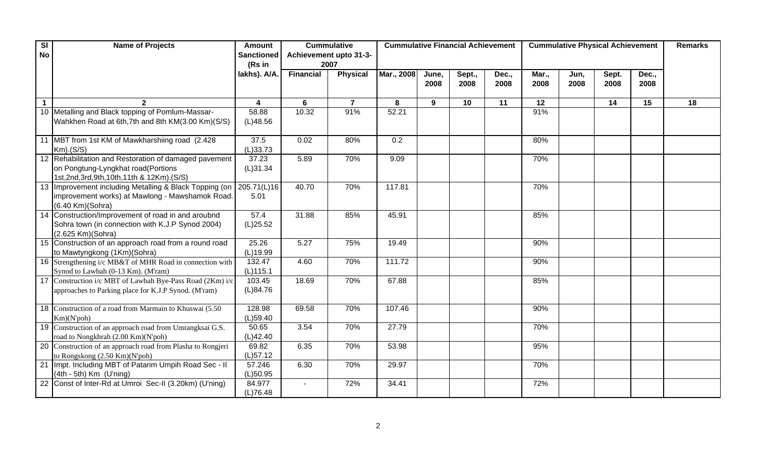| Sl No | Name of Projects | Amount Sanctioned (Rs in lakhs). A/A. | Cummulative Achievement upto 31-3-2007 | | Cummulative Financial Achievement | | | | Cummulative Physical Achievement | | | | Remarks |
|---|---|---|---|---|---|---|---|---|---|---|---|---|---|
| | | | Financial | Physical | Mar., 2008 | June, 2008 | Sept., 2008 | Dec., 2008 | Mar., 2008 | Jun, 2008 | Sept. 2008 | Dec., 2008 | |
| 1 | 2 | 4 | 6 | 7 | 8 | 9 | 10 | 11 | 12 | | 14 | 15 | 18 |
| 10 | Metalling and Black topping of Pomlum-Massar-Wahkhen Road at 6th,7th and 8th KM(3.00 Km)(S/S) | 58.88 (L)48.56 | 10.32 | 91% | 52.21 | | | | 91% | | | | |
| 11 | MBT from 1st KM of Mawkharshiing road (2.428 Km).(S/S) | 37.5 (L)33.73 | 0.02 | 80% | 0.2 | | | | 80% | | | | |
| 12 | Rehabilitation and Restoration of damaged pavement on Pongtung-Lyngkhat road(Portions 1st,2nd,3rd,9th,10th,11th & 12Km).(S/S) | 37.23 (L)31.34 | 5.89 | 70% | 9.09 | | | | 70% | | | | |
| 13 | Improvement including Metalling & Black Topping (on improvement works) at Mawlong - Mawshamok Road. (6.40 Km)(Sohra) | 205.71(L)165.01 | 40.70 | 70% | 117.81 | | | | 70% | | | | |
| 14 | Construction/Improvement of road in and aroubnd Sohra town (in connection with K.J.P Synod 2004) (2.625 Km)(Sohra) | 57.4 (L)25.52 | 31.88 | 85% | 45.91 | | | | 85% | | | | |
| 15 | Construction of an approach road from a round road to Mawtyngkong (1Km)(Sohra) | 25.26 (L)19.99 | 5.27 | 75% | 19.49 | | | | 90% | | | | |
| 16 | Strengthening i/c MB&T of MHR Road in connection with Synod to Lawbah (0-13 Km). (M'ram) | 132.47 (L)115.1 | 4.60 | 70% | 111.72 | | | | 90% | | | | |
| 17 | Construction i/c MBT of Lawbah Bye-Pass Road (2Km) i/c approaches to Parking place for K.J.P Synod. (M'ram) | 103.45 (L)84.76 | 18.69 | 70% | 67.88 | | | | 85% | | | | |
| 18 | Construction of a road from Marmain to Khuswai (5.50 Km)(N'poh) | 128.98 (L)59.40 | 69.58 | 70% | 107.46 | | | | 90% | | | | |
| 19 | Construction of an approach road from Umrangksai G.S. road to Nongkhrah (2.00 Km)(N'poh) | 50.65 (L)42.40 | 3.54 | 70% | 27.79 | | | | 70% | | | | |
| 20 | Construction of an approach road from Plasha to Rongjeri to Rongskong (2.50 Km)(N'poh) | 69.82 (L)57.12 | 6.35 | 70% | 53.98 | | | | 95% | | | | |
| 21 | Impt. Including MBT of Patarim Umpih Road Sec - II (4th - 5th) Km (U'ning) | 57.246 (L)50.95 | 6.30 | 70% | 29.97 | | | | 70% | | | | |
| 22 | Const of Inter-Rd at Umroi Sec-II (3.20km) (U'ning) | 84.977 (L)76.48 | - | 72% | 34.41 | | | | 72% | | | | |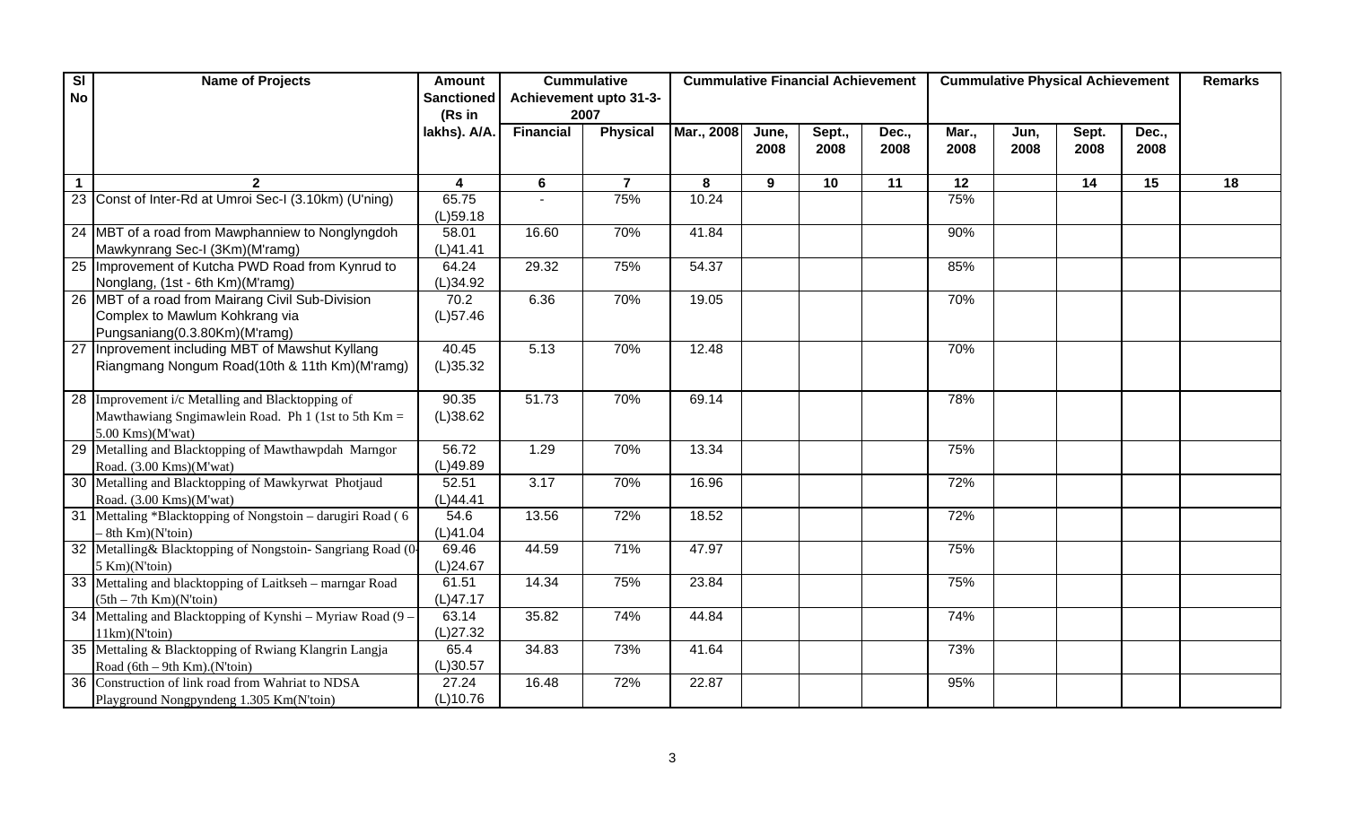| Sl No | Name of Projects | Amount Sanctioned (Rs in lakhs). A/A. | Cummulative Achievement upto 31-3-2007 | | Cummulative Financial Achievement | | | | Cummulative Physical Achievement | | | | Remarks |
|---|---|---|---|---|---|---|---|---|---|---|---|---|---|
| | | | Financial | Physical | Mar., 2008 | June, 2008 | Sept., 2008 | Dec., 2008 | Mar., 2008 | Jun, 2008 | Sept. 2008 | Dec., 2008 | |
| 1 | 2 | 4 | 6 | 7 | 8 | 9 | 10 | 11 | 12 | | 14 | 15 | 18 |
| 23 | Const of Inter-Rd at Umroi Sec-I (3.10km) (U'ning) | 65.75 (L)59.18 | - | 75% | 10.24 | | | | 75% | | | | |
| 24 | MBT of a road from Mawphanniew to Nonglyngdoh Mawkynrang Sec-I (3Km)(M'ramg) | 58.01 (L)41.41 | 16.60 | 70% | 41.84 | | | | 90% | | | | |
| 25 | Improvement of Kutcha PWD Road from Kynrud to Nonglang, (1st - 6th Km)(M'ramg) | 64.24 (L)34.92 | 29.32 | 75% | 54.37 | | | | 85% | | | | |
| 26 | MBT of a road from Mairang Civil Sub-Division Complex to Mawlum Kohkrang via Pungsaniang(0.3.80Km)(M'ramg) | 70.2 (L)57.46 | 6.36 | 70% | 19.05 | | | | 70% | | | | |
| 27 | Inprovement including MBT of Mawshut Kyllang Riangmang Nongum Road(10th & 11th Km)(M'ramg) | 40.45 (L)35.32 | 5.13 | 70% | 12.48 | | | | 70% | | | | |
| 28 | Improvement i/c Metalling and Blacktopping of Mawthawiang Sngimawlein Road. Ph 1 (1st to 5th Km = 5.00 Kms)(M'wat) | 90.35 (L)38.62 | 51.73 | 70% | 69.14 | | | | 78% | | | | |
| 29 | Metalling and Blacktopping of Mawthawpdah Marngor Road. (3.00 Kms)(M'wat) | 56.72 (L)49.89 | 1.29 | 70% | 13.34 | | | | 75% | | | | |
| 30 | Metalling and Blacktopping of Mawkyrwat Photjaud Road. (3.00 Kms)(M'wat) | 52.51 (L)44.41 | 3.17 | 70% | 16.96 | | | | 72% | | | | |
| 31 | Mettaling *Blacktopping of Nongstoin – darugiri Road ( 6 – 8th Km)(N'toin) | 54.6 (L)41.04 | 13.56 | 72% | 18.52 | | | | 72% | | | | |
| 32 | Metalling& Blacktopping of Nongstoin- Sangriang Road (0-5 Km)(N'toin) | 69.46 (L)24.67 | 44.59 | 71% | 47.97 | | | | 75% | | | | |
| 33 | Mettaling and blacktopping of Laitkseh – marngar Road (5th – 7th Km)(N'toin) | 61.51 (L)47.17 | 14.34 | 75% | 23.84 | | | | 75% | | | | |
| 34 | Mettaling and Blacktopping of Kynshi – Myriaw Road (9 – 11km)(N'toin) | 63.14 (L)27.32 | 35.82 | 74% | 44.84 | | | | 74% | | | | |
| 35 | Mettaling & Blacktopping of Rwiang Klangrin Langja Road (6th – 9th Km).(N'toin) | 65.4 (L)30.57 | 34.83 | 73% | 41.64 | | | | 73% | | | | |
| 36 | Construction of link road from Wahriat to NDSA Playground Nongpyndeng 1.305 Km(N'toin) | 27.24 (L)10.76 | 16.48 | 72% | 22.87 | | | | 95% | | | | |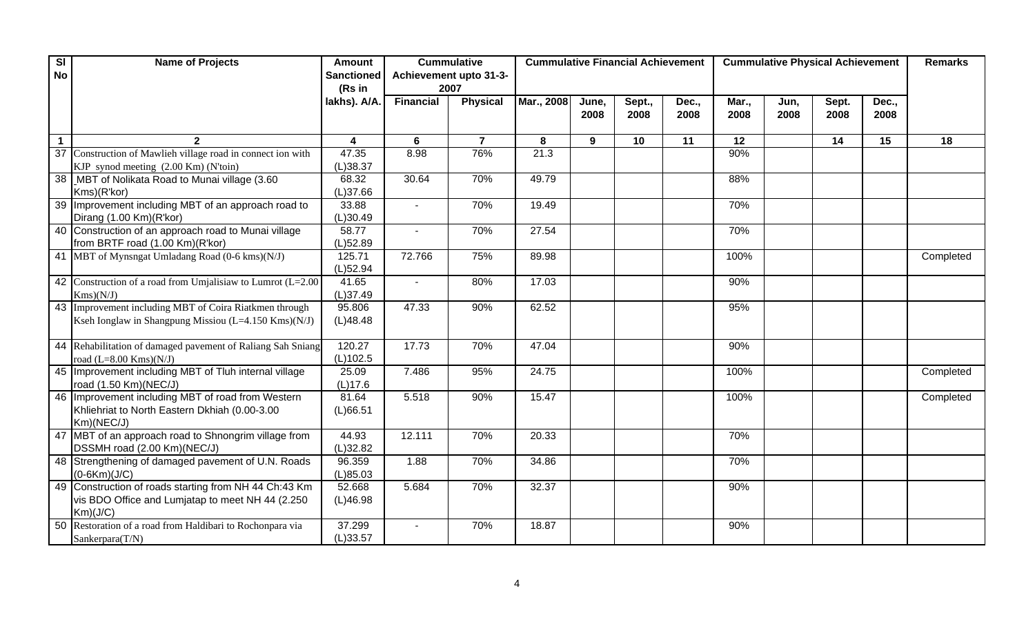| Sl No | Name of Projects | Amount Sanctioned (Rs in lakhs). A/A. | Cummulative Achievement upto 31-3-2007 | | Cummulative Financial Achievement | | | | Cummulative Physical Achievement | | | | Remarks |
|---|---|---|---|---|---|---|---|---|---|---|---|---|---|
| | | | Financial | Physical | Mar., 2008 | June, 2008 | Sept., 2008 | Dec., 2008 | Mar., 2008 | Jun, 2008 | Sept. 2008 | Dec., 2008 | |
| 1 | 2 | 4 | 6 | 7 | 8 | 9 | 10 | 11 | 12 | | 14 | 15 | 18 |
| 37 | Construction of Mawlieh village road in connect ion with KJP synod meeting (2.00 Km) (N'toin) | 47.35 (L)38.37 | 8.98 | 76% | 21.3 | | | | 90% | | | | |
| 38 | _MBT of Nolikata Road to Munai village (3.60 Kms)(R'kor) | 68.32 (L)37.66 | 30.64 | 70% | 49.79 | | | | 88% | | | | |
| 39 | Improvement including MBT of an approach road to Dirang (1.00 Km)(R'kor) | 33.88 (L)30.49 | - | 70% | 19.49 | | | | 70% | | | | |
| 40 | Construction of an approach road to Munai village from BRTF road (1.00 Km)(R'kor) | 58.77 (L)52.89 | - | 70% | 27.54 | | | | 70% | | | | |
| 41 | MBT of Mynsngat Umladang Road (0-6 kms)(N/J) | 125.71 (L)52.94 | 72.766 | 75% | 89.98 | | | | 100% | | | | Completed |
| 42 | Construction of a road from Umjalisiaw to Lumrot (L=2.00 Kms)(N/J) | 41.65 (L)37.49 | - | 80% | 17.03 | | | | 90% | | | | |
| 43 | Improvement including MBT of Coira Riatkmen through Kseh Ionglaw in Shangpung Missiou (L=4.150 Kms)(N/J) | 95.806 (L)48.48 | 47.33 | 90% | 62.52 | | | | 95% | | | | |
| 44 | Rehabilitation of damaged pavement of Raliang Sah Sniang road (L=8.00 Kms)(N/J) | 120.27 (L)102.5 | 17.73 | 70% | 47.04 | | | | 90% | | | | |
| 45 | Improvement including MBT of Tluh internal village road (1.50 Km)(NEC/J) | 25.09 (L)17.6 | 7.486 | 95% | 24.75 | | | | 100% | | | | Completed |
| 46 | Improvement including MBT of road from Western Khliehriat to North Eastern Dkhiah (0.00-3.00 Km)(NEC/J) | 81.64 (L)66.51 | 5.518 | 90% | 15.47 | | | | 100% | | | | Completed |
| 47 | MBT of an approach road to Shnongrim village from DSSMH road (2.00 Km)(NEC/J) | 44.93 (L)32.82 | 12.111 | 70% | 20.33 | | | | 70% | | | | |
| 48 | Strengthening of damaged pavement of U.N. Roads (0-6Km)(J/C) | 96.359 (L)85.03 | 1.88 | 70% | 34.86 | | | | 70% | | | | |
| 49 | Construction of roads starting from NH 44 Ch:43 Km vis BDO Office and Lumjatap to meet NH 44 (2.250 Km)(J/C) | 52.668 (L)46.98 | 5.684 | 70% | 32.37 | | | | 90% | | | | |
| 50 | Restoration of a road from Haldibari to Rochonpara via Sankerpara(T/N) | 37.299 (L)33.57 | - | 70% | 18.87 | | | | 90% | | | | |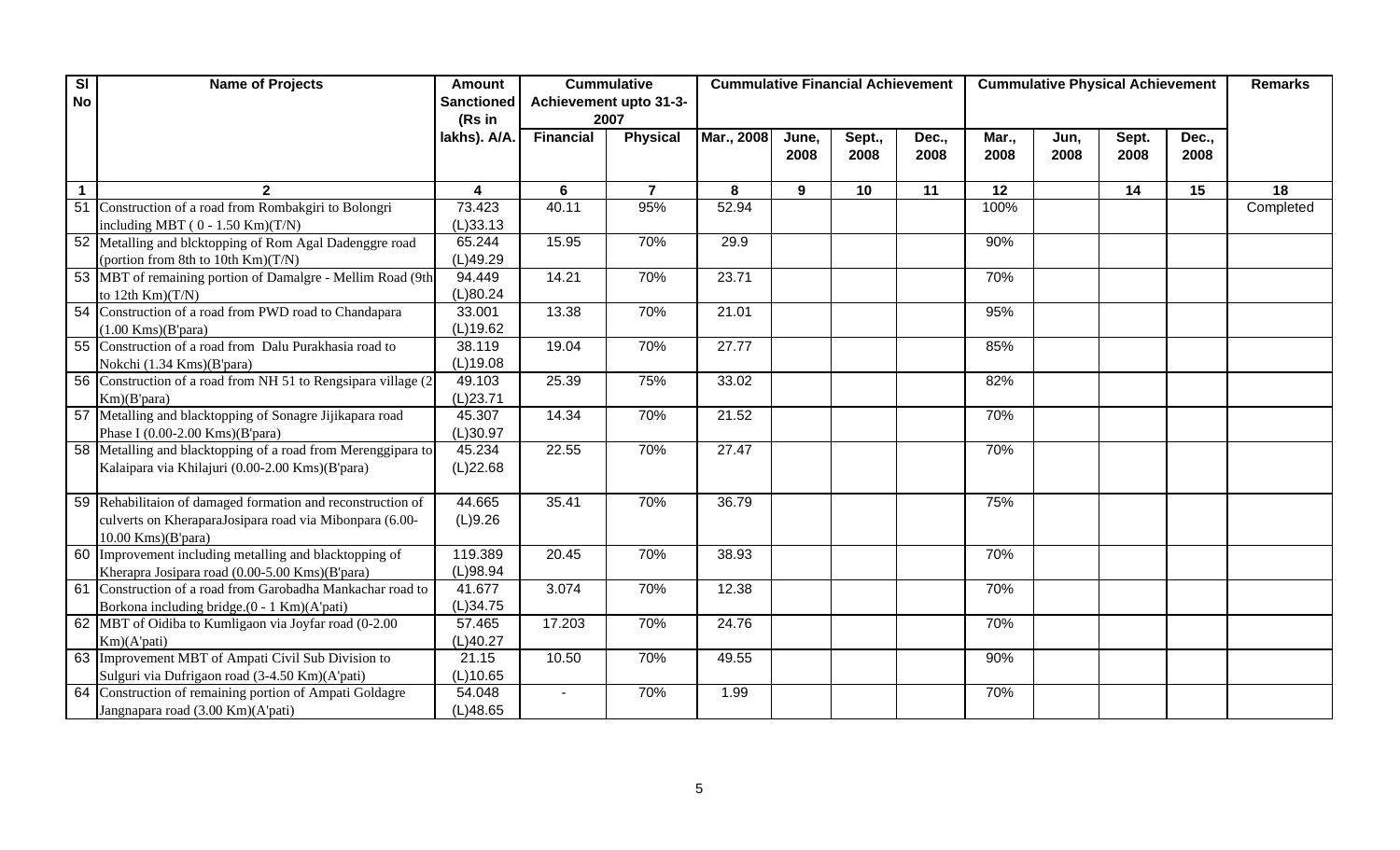| Sl No | Name of Projects | Amount Sanctioned (Rs in lakhs). A/A. | Cummulative Achievement upto 31-3-2007 | | Cummulative Financial Achievement | | | | Cummulative Physical Achievement | | | | Remarks |
|---|---|---|---|---|---|---|---|---|---|---|---|---|---|
| | | | Financial | Physical | Mar., 2008 | June, 2008 | Sept., 2008 | Dec., 2008 | Mar., 2008 | Jun, 2008 | Sept. 2008 | Dec., 2008 | |
| 1 | 2 | 4 | 6 | 7 | 8 | 9 | 10 | 11 | 12 | | 14 | 15 | 18 |
| 51 | Construction of a road from Rombakgiri to Bolongri including MBT ( 0 - 1.50 Km)(T/N) | 73.423 (L)33.13 | 40.11 | 95% | 52.94 | | | | 100% | | | | Completed |
| 52 | Metalling and blcktopping of Rom Agal Dadenggre road (portion from 8th to 10th Km)(T/N) | 65.244 (L)49.29 | 15.95 | 70% | 29.9 | | | | 90% | | | | |
| 53 | MBT of remaining portion of Damalgre - Mellim Road (9th to 12th Km)(T/N) | 94.449 (L)80.24 | 14.21 | 70% | 23.71 | | | | 70% | | | | |
| 54 | Construction of a road from PWD road to Chandapara (1.00 Kms)(B'para) | 33.001 (L)19.62 | 13.38 | 70% | 21.01 | | | | 95% | | | | |
| 55 | Construction of a road from Dalu Purakhasia road to Nokchi (1.34 Kms)(B'para) | 38.119 (L)19.08 | 19.04 | 70% | 27.77 | | | | 85% | | | | |
| 56 | Construction of a road from NH 51 to Rengsipara village (2 Km)(B'para) | 49.103 (L)23.71 | 25.39 | 75% | 33.02 | | | | 82% | | | | |
| 57 | Metalling and blacktopping of Sonagre Jijikapara road Phase I (0.00-2.00 Kms)(B'para) | 45.307 (L)30.97 | 14.34 | 70% | 21.52 | | | | 70% | | | | |
| 58 | Metalling and blacktopping of a road from Merenggipara to Kalaipara via Khilajuri (0.00-2.00 Kms)(B'para) | 45.234 (L)22.68 | 22.55 | 70% | 27.47 | | | | 70% | | | | |
| 59 | Rehabilitaion of damaged formation and reconstruction of culverts on KheraparaJosipara road via Mibonpara (6.00-10.00 Kms)(B'para) | 44.665 (L)9.26 | 35.41 | 70% | 36.79 | | | | 75% | | | | |
| 60 | Improvement including metalling and blacktopping of Kherapra Josipara road (0.00-5.00 Kms)(B'para) | 119.389 (L)98.94 | 20.45 | 70% | 38.93 | | | | 70% | | | | |
| 61 | Construction of a road from Garobadha Mankachar road to Borkona including bridge.(0 - 1 Km)(A'pati) | 41.677 (L)34.75 | 3.074 | 70% | 12.38 | | | | 70% | | | | |
| 62 | MBT of Oidiba to Kumligaon via Joyfar road (0-2.00 Km)(A'pati) | 57.465 (L)40.27 | 17.203 | 70% | 24.76 | | | | 70% | | | | |
| 63 | Improvement MBT of Ampati Civil Sub Division to Sulguri via Dufrigaon road (3-4.50 Km)(A'pati) | 21.15 (L)10.65 | 10.50 | 70% | 49.55 | | | | 90% | | | | |
| 64 | Construction of remaining portion of Ampati Goldagre Jangnapara road (3.00 Km)(A'pati) | 54.048 (L)48.65 | - | 70% | 1.99 | | | | 70% | | | | |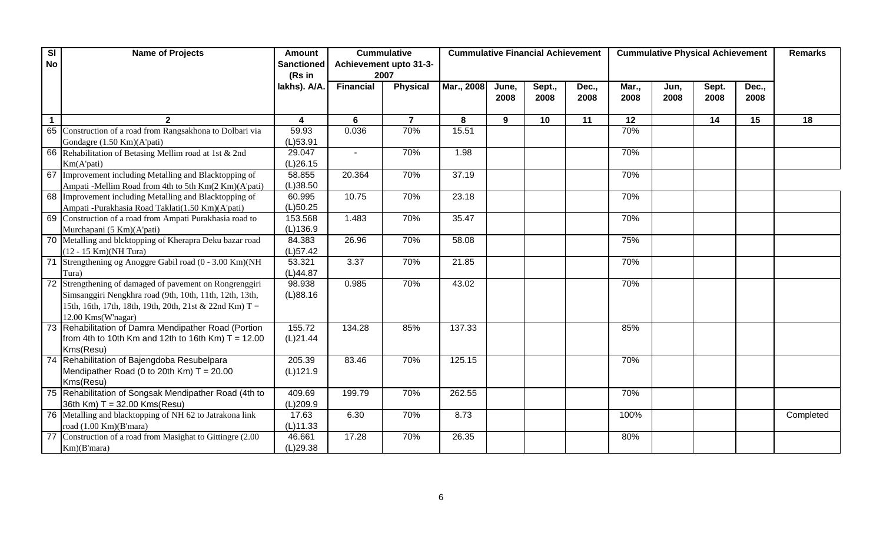| Sl No | Name of Projects | Amount Sanctioned (Rs in lakhs). A/A. | Cummulative Achievement upto 31-3-2007 | | Cummulative Financial Achievement | | | | Cummulative Physical Achievement | | | | Remarks |
|---|---|---|---|---|---|---|---|---|---|---|---|---|---|
| | | | Financial | Physical | Mar., 2008 | June, 2008 | Sept., 2008 | Dec., 2008 | Mar., 2008 | Jun, 2008 | Sept. 2008 | Dec., 2008 | |
| 1 | 2 | 4 | 6 | 7 | 8 | 9 | 10 | 11 | 12 | | 14 | 15 | 18 |
| 65 | Construction of a road from Rangsakhona to Dolbari via Gondagre (1.50 Km)(A'pati) | 59.93 (L)53.91 | 0.036 | 70% | 15.51 | | | | 70% | | | | |
| 66 | Rehabilitation of Betasing Mellim road at 1st & 2nd Km(A'pati) | 29.047 (L)26.15 | - | 70% | 1.98 | | | | 70% | | | | |
| 67 | Improvement including Metalling and Blacktopping of Ampati -Mellim Road from 4th to 5th Km(2 Km)(A'pati) | 58.855 (L)38.50 | 20.364 | 70% | 37.19 | | | | 70% | | | | |
| 68 | Improvement including Metalling and Blacktopping of Ampati -Purakhasia Road Taklati(1.50 Km)(A'pati) | 60.995 (L)50.25 | 10.75 | 70% | 23.18 | | | | 70% | | | | |
| 69 | Construction of a road from Ampati Purakhasia road to Murchapani (5 Km)(A'pati) | 153.568 (L)136.9 | 1.483 | 70% | 35.47 | | | | 70% | | | | |
| 70 | Metalling and blcktopping of Kherapra Deku bazar road (12 - 15 Km)(NH Tura) | 84.383 (L)57.42 | 26.96 | 70% | 58.08 | | | | 75% | | | | |
| 71 | Strengthening og Anoggre Gabil road (0 - 3.00 Km)(NH Tura) | 53.321 (L)44.87 | 3.37 | 70% | 21.85 | | | | 70% | | | | |
| 72 | Strengthening of damaged of pavement on Rongrenggiri Simsanggiri Nengkhra road (9th, 10th, 11th, 12th, 13th, 15th, 16th, 17th, 18th, 19th, 20th, 21st & 22nd Km) T = 12.00 Kms(W'nagar) | 98.938 (L)88.16 | 0.985 | 70% | 43.02 | | | | 70% | | | | |
| 73 | Rehabilitation of Damra Mendipather Road (Portion from 4th to 10th Km and 12th to 16th Km) T = 12.00 Kms(Resu) | 155.72 (L)21.44 | 134.28 | 85% | 137.33 | | | | 85% | | | | |
| 74 | Rehabilitation of Bajengdoba Resubelpara Mendipather Road (0 to 20th Km) T = 20.00 Kms(Resu) | 205.39 (L)121.9 | 83.46 | 70% | 125.15 | | | | 70% | | | | |
| 75 | Rehabilitation of Songsak Mendipather Road (4th to 36th Km) T = 32.00 Kms(Resu) | 409.69 (L)209.9 | 199.79 | 70% | 262.55 | | | | 70% | | | | |
| 76 | Metalling and blacktopping of NH 62 to Jatrakona link road (1.00 Km)(B'mara) | 17.63 (L)11.33 | 6.30 | 70% | 8.73 | | | | 100% | | | | Completed |
| 77 | Construction of a road from Masighat to Gittingre (2.00 Km)(B'mara) | 46.661 (L)29.38 | 17.28 | 70% | 26.35 | | | | 80% | | | | |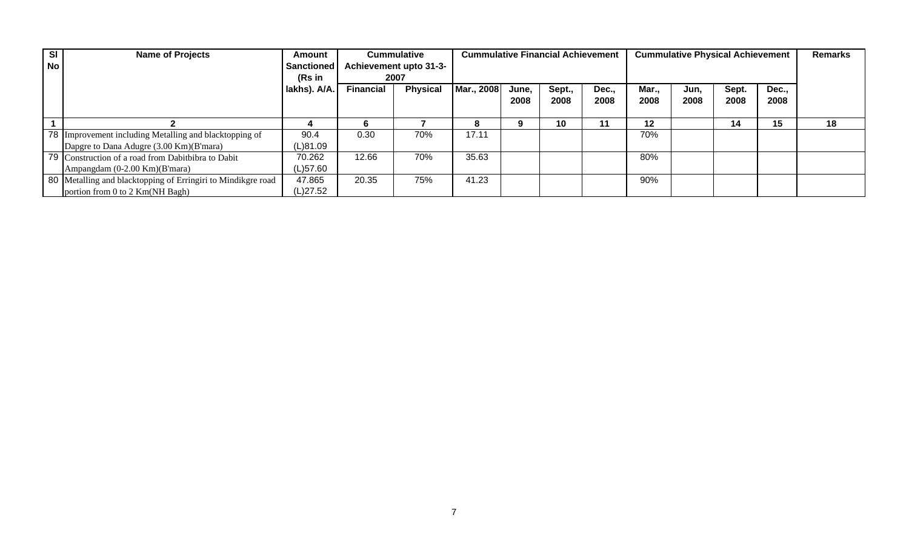| Sl No | Name of Projects | Amount Sanctioned (Rs in lakhs). A/A. | Cummulative Achievement upto 31-3-2007 | | Cummulative Financial Achievement | | | | Cummulative Physical Achievement | | | | Remarks |
|---|---|---|---|---|---|---|---|---|---|---|---|---|---|
| | | | Financial | Physical | Mar., 2008 | June, 2008 | Sept., 2008 | Dec., 2008 | Mar., 2008 | Jun, 2008 | Sept. 2008 | Dec., 2008 | |
| 1 | 2 | 4 | 6 | 7 | 8 | 9 | 10 | 11 | 12 | | 14 | 15 | 18 |
| 78 | Improvement including Metalling and blacktopping of Dapgre to Dana Adugre (3.00 Km)(B'mara) | 90.4 (L)81.09 | 0.30 | 70% | 17.11 | | | | 70% | | | | |
| 79 | Construction of a road from Dabitbibra to Dabit Ampangdam (0-2.00 Km)(B'mara) | 70.262 (L)57.60 | 12.66 | 70% | 35.63 | | | | 80% | | | | |
| 80 | Metalling and blacktopping of Erringiri to Mindikgre road portion from 0 to 2 Km(NH Bagh) | 47.865 (L)27.52 | 20.35 | 75% | 41.23 | | | | 90% | | | | |